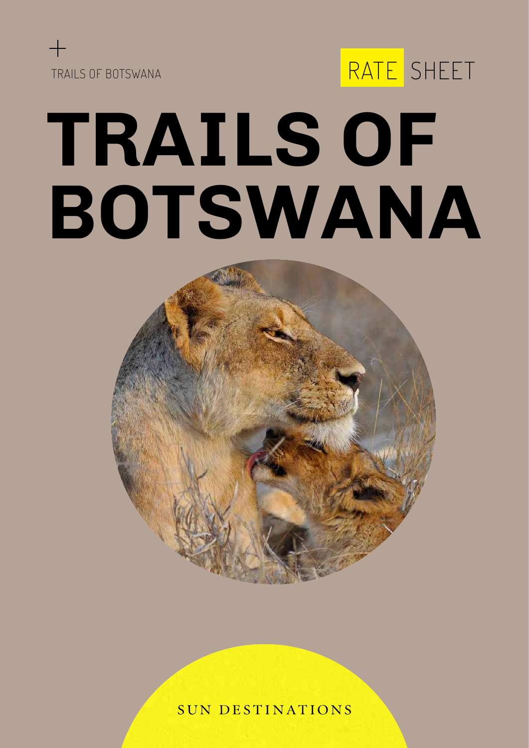TRAILS OF BOTSWANA

RATE SHEET

# TRAILS OF BOTSWANA

SUN DESTINATIONS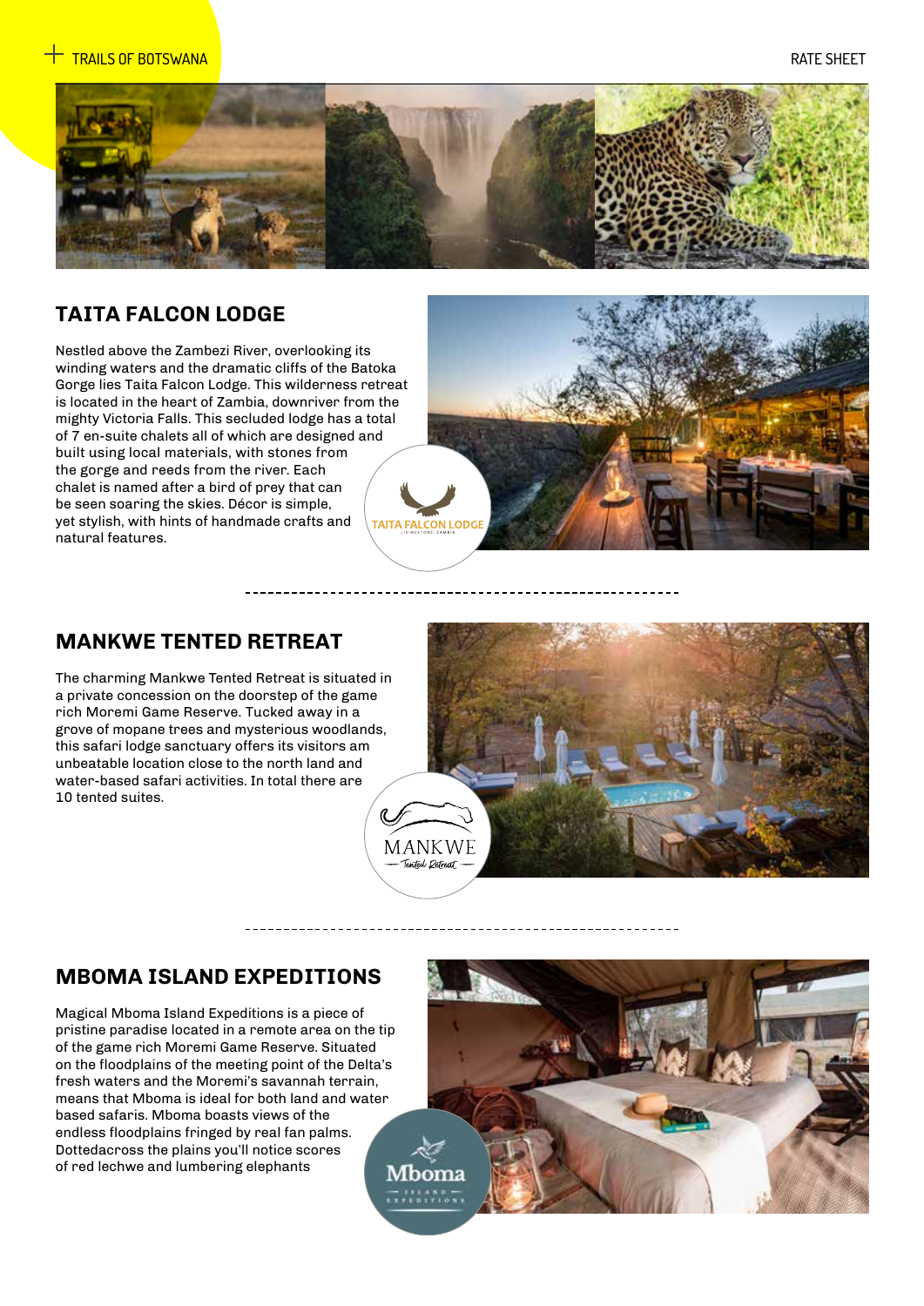## TAITA FALCON LODGE

Nestled above the Zambezi River, overlooking its winding waters and the dramatic cliffs of the Batoka Gorge lies Taita Falcon Lodge. This wilderness retreat is located in the heart of Zambia, downriver from the mighty Victoria Falls. This secluded lodge has a total of 7 en-suite chalets all of which are designed and built using local materials, with stones from the gorge and reeds from the river. Each chalet is named after a bird of prey that can be seen soaring the skies. Décor is simple, yet stylish, with hints of handmade crafts and natural features.

## MANKWE TENTED RETREAT

The charming Mankwe Tented Retreat is situated in a private concession on the doorstep of the game rich Moremi Game Reserve. Tucked away in a grove of mopane trees and mysterious woodlands, this safari lodge sanctuary offers its visitors am unbeatable location close to the north land and water-based safari activities. In total there are 10 tented suites.

## MBOMA ISLAND EXPEDITIONS

Magical Mboma Island Expeditions is a piece of pristine paradise located in a remote area on the tip of the game rich Moremi Game Reserve. Situated on the floodplains of the meeting point of the Delta's fresh waters and the Moremi's savannah terrain, means that Mboma is ideal for both land and water based safaris. Mboma boasts views of the endless floodplains fringed by real fan palms. Dottedacross the plains you'll notice scores of red lechwe and lumbering elephants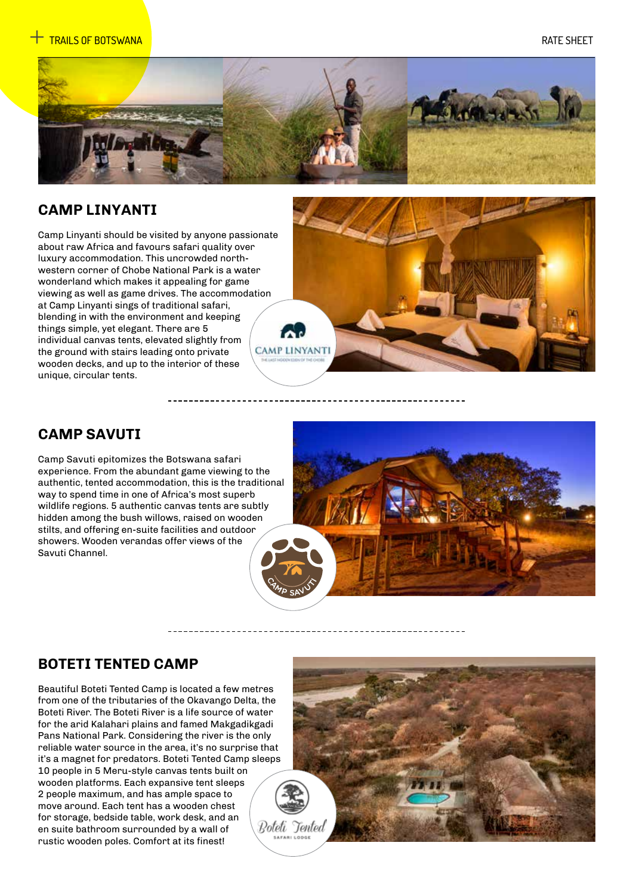## CAMP LINYANTI

Camp Linyanti should be visited by anyone passionate about raw Africa and favours safari quality over luxury accommodation. This uncrowded north-western corner of Chobe National Park is a water wonderland which makes it appealing for game viewing as well as game drives. The accommodation at Camp Linyanti sings of traditional safari, blending in with the environment and keeping things simple, yet elegant. There are 5 individual canvas tents, elevated slightly from the ground with stairs leading onto private wooden decks, and up to the interior of these unique, circular tents.

## CAMP SAVUTI

Camp Savuti epitomizes the Botswana safari experience. From the abundant game viewing to the authentic, tented accommodation, this is the traditional way to spend time in one of Africa's most superb wildlife regions. 5 authentic canvas tents are subtly hidden among the bush willows, raised on wooden stilts, and offering en-suite facilities and outdoor showers. Wooden verandas offer views of the Savuti Channel.

## BOTETI TENTED CAMP

Beautiful Boteti Tented Camp is located a few metres from one of the tributaries of the Okavango Delta, the Boteti River. The Boteti River is a life source of water for the arid Kalahari plains and famed Makgadikgadi Pans National Park. Considering the river is the only reliable water source in the area, it's no surprise that it's a magnet for predators. Boteti Tented Camp sleeps 10 people in 5 Meru-style canvas tents built on wooden platforms. Each expansive tent sleeps 2 people maximum, and has ample space to move around. Each tent has a wooden chest for storage, bedside table, work desk, and an en suite bathroom surrounded by a wall of rustic wooden poles. Comfort at its finest!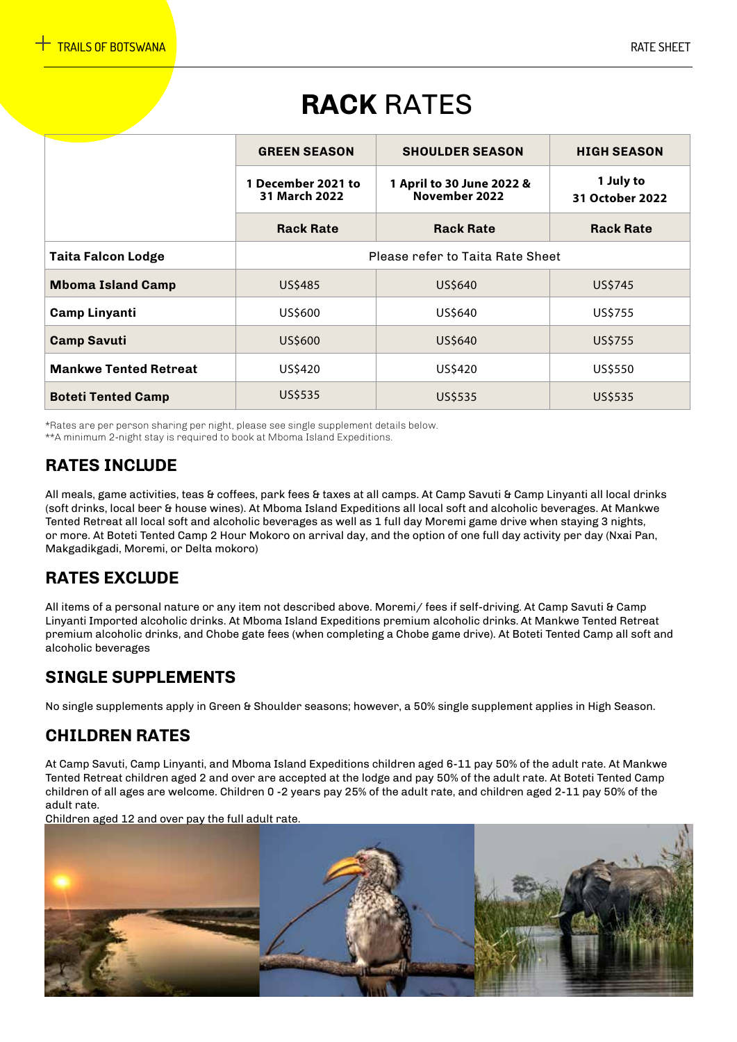# **RACK** RATES

| | GREEN SEASON | SHOULDER SEASON | HIGH SEASON |
|---|---|---|---|
| | 1 December 2021 to 31 March 2022 | 1 April to 30 June 2022 & November 2022 | 1 July to 31 October 2022 |
| | Rack Rate | Rack Rate | Rack Rate |
| **Taita Falcon Lodge** | Please refer to Taita Rate Sheet | | |
| **Mboma Island Camp** | US$485 | US$640 | US$745 |
| **Camp Linyanti** | US$600 | US$640 | US$755 |
| **Camp Savuti** | US$600 | US$640 | US$755 |
| **Mankwe Tented Retreat** | US$420 | US$420 | US$550 |
| **Boteti Tented Camp** | US$535 | US$535 | US$535 |

*Rates are per person sharing per night, please see single supplement details below.
**A minimum 2-night stay is required to book at Mboma Island Expeditions.

## RATES INCLUDE

All meals, game activities, teas & coffees, park fees & taxes at all camps. At Camp Savuti & Camp Linyanti all local drinks (soft drinks, local beer & house wines). At Mboma Island Expeditions all local soft and alcoholic beverages. At Mankwe Tented Retreat all local soft and alcoholic beverages as well as 1 full day Moremi game drive when staying 3 nights, or more. At Boteti Tented Camp 2 Hour Mokoro on arrival day, and the option of one full day activity per day (Nxai Pan, Makgadikgadi, Moremi, or Delta mokoro)

## RATES EXCLUDE

All items of a personal nature or any item not described above. Moremi/ fees if self-driving. At Camp Savuti & Camp Linyanti Imported alcoholic drinks. At Mboma Island Expeditions premium alcoholic drinks. At Mankwe Tented Retreat premium alcoholic drinks, and Chobe gate fees (when completing a Chobe game drive). At Boteti Tented Camp all soft and alcoholic beverages

## SINGLE SUPPLEMENTS

No single supplements apply in Green & Shoulder seasons; however, a 50% single supplement applies in High Season.

## CHILDREN RATES

At Camp Savuti, Camp Linyanti, and Mboma Island Expeditions children aged 6-11 pay 50% of the adult rate. At Mankwe Tented Retreat children aged 2 and over are accepted at the lodge and pay 50% of the adult rate. At Boteti Tented Camp children of all ages are welcome. Children 0 -2 years pay 25% of the adult rate, and children aged 2-11 pay 50% of the adult rate.
Children aged 12 and over pay the full adult rate.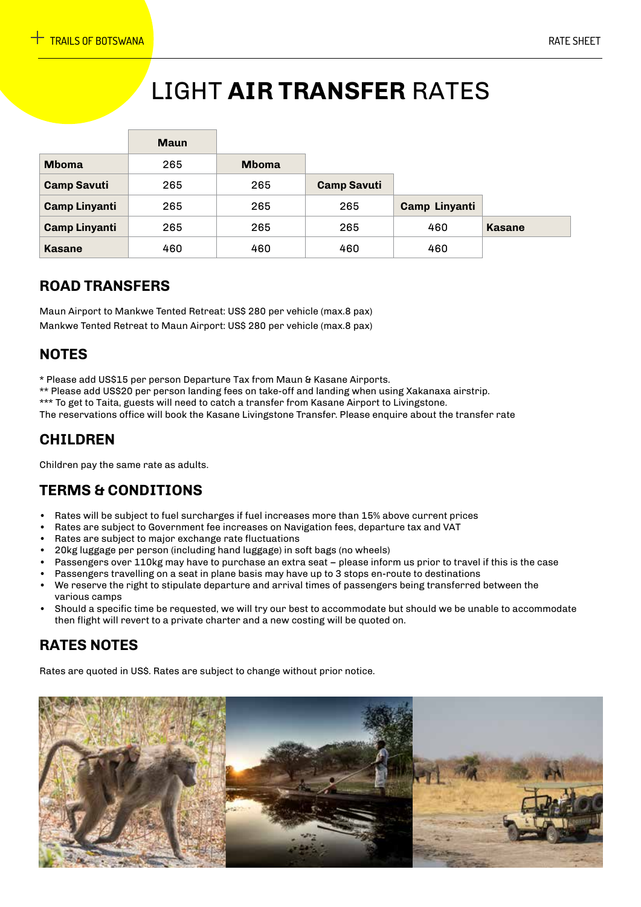# LIGHT **AIR TRANSFER** RATES

| | Maun | Mboma | Camp Savuti | Camp Linyanti | Kasane |
|---|---|---|---|---|---|
| **Mboma** | 265 | | | | |
| **Camp Savuti** | 265 | 265 | | | |
| **Camp Linyanti** | 265 | 265 | 265 | | |
| **Camp Linyanti** | 265 | 265 | 265 | 460 | |
| **Kasane** | 460 | 460 | 460 | 460 | |

## ROAD TRANSFERS

Maun Airport to Mankwe Tented Retreat: US$ 280 per vehicle (max.8 pax)
Mankwe Tented Retreat to Maun Airport: US$ 280 per vehicle (max.8 pax)

## NOTES

* Please add US$15 per person Departure Tax from Maun & Kasane Airports.
** Please add US$20 per person landing fees on take-off and landing when using Xakanaxa airstrip.
*** To get to Taita, guests will need to catch a transfer from Kasane Airport to Livingstone.
The reservations office will book the Kasane Livingstone Transfer. Please enquire about the transfer rate

## CHILDREN

Children pay the same rate as adults.

## TERMS & CONDITIONS

- Rates will be subject to fuel surcharges if fuel increases more than 15% above current prices
- Rates are subject to Government fee increases on Navigation fees, departure tax and VAT
- Rates are subject to major exchange rate fluctuations
- 20kg luggage per person (including hand luggage) in soft bags (no wheels)
- Passengers over 110kg may have to purchase an extra seat – please inform us prior to travel if this is the case
- Passengers travelling on a seat in plane basis may have up to 3 stops en-route to destinations
- We reserve the right to stipulate departure and arrival times of passengers being transferred between the various camps
- Should a specific time be requested, we will try our best to accommodate but should we be unable to accommodate then flight will revert to a private charter and a new costing will be quoted on.

## RATES NOTES

Rates are quoted in US$. Rates are subject to change without prior notice.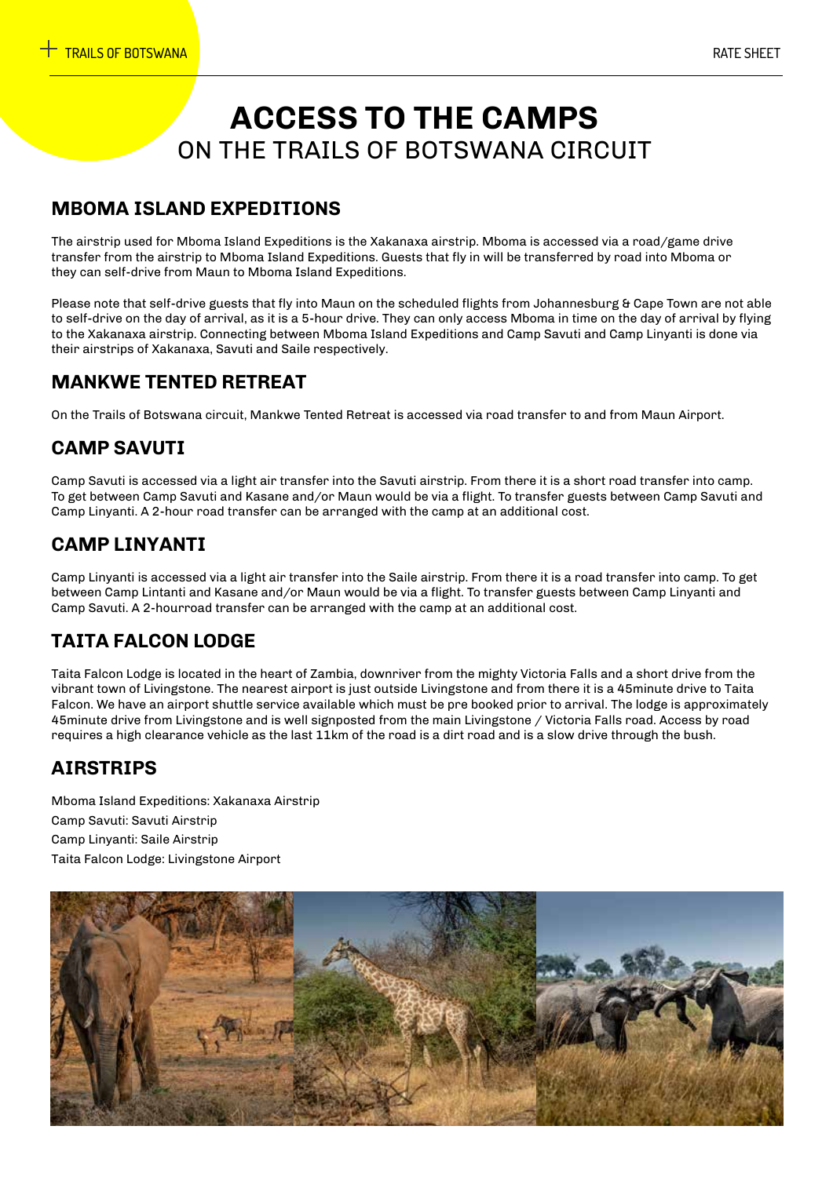# ACCESS TO THE CAMPS
## ON THE TRAILS OF BOTSWANA CIRCUIT

## MBOMA ISLAND EXPEDITIONS

The airstrip used for Mboma Island Expeditions is the Xakanaxa airstrip. Mboma is accessed via a road/game drive transfer from the airstrip to Mboma Island Expeditions. Guests that fly in will be transferred by road into Mboma or they can self-drive from Maun to Mboma Island Expeditions.

Please note that self-drive guests that fly into Maun on the scheduled flights from Johannesburg & Cape Town are not able to self-drive on the day of arrival, as it is a 5-hour drive. They can only access Mboma in time on the day of arrival by flying to the Xakanaxa airstrip. Connecting between Mboma Island Expeditions and Camp Savuti and Camp Linyanti is done via their airstrips of Xakanaxa, Savuti and Saile respectively.

## MANKWE TENTED RETREAT

On the Trails of Botswana circuit, Mankwe Tented Retreat is accessed via road transfer to and from Maun Airport.

## CAMP SAVUTI

Camp Savuti is accessed via a light air transfer into the Savuti airstrip. From there it is a short road transfer into camp. To get between Camp Savuti and Kasane and/or Maun would be via a flight. To transfer guests between Camp Savuti and Camp Linyanti. A 2-hour road transfer can be arranged with the camp at an additional cost.

## CAMP LINYANTI

Camp Linyanti is accessed via a light air transfer into the Saile airstrip. From there it is a road transfer into camp. To get between Camp Lintanti and Kasane and/or Maun would be via a flight. To transfer guests between Camp Linyanti and Camp Savuti. A 2-hourroad transfer can be arranged with the camp at an additional cost.

## TAITA FALCON LODGE

Taita Falcon Lodge is located in the heart of Zambia, downriver from the mighty Victoria Falls and a short drive from the vibrant town of Livingstone. The nearest airport is just outside Livingstone and from there it is a 45minute drive to Taita Falcon. We have an airport shuttle service available which must be pre booked prior to arrival. The lodge is approximately 45minute drive from Livingstone and is well signposted from the main Livingstone / Victoria Falls road. Access by road requires a high clearance vehicle as the last 11km of the road is a dirt road and is a slow drive through the bush.

## AIRSTRIPS

Mboma Island Expeditions: Xakanaxa Airstrip
Camp Savuti: Savuti Airstrip
Camp Linyanti: Saile Airstrip
Taita Falcon Lodge: Livingstone Airport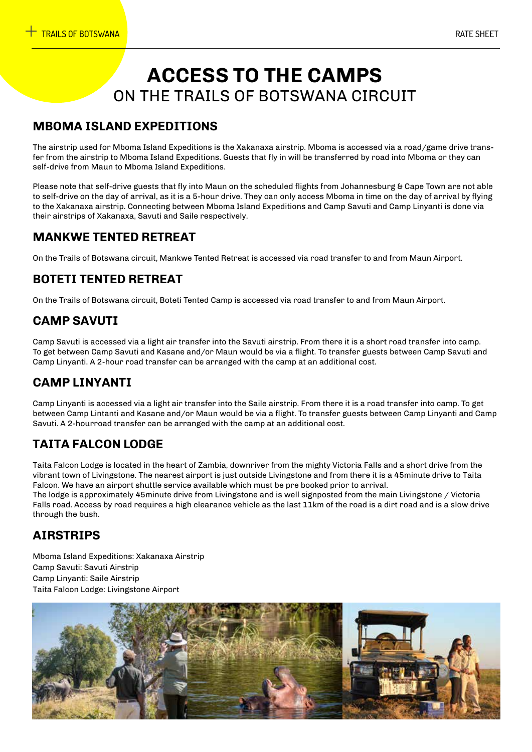# ACCESS TO THE CAMPS
ON THE TRAILS OF BOTSWANA CIRCUIT

## MBOMA ISLAND EXPEDITIONS

The airstrip used for Mboma Island Expeditions is the Xakanaxa airstrip. Mboma is accessed via a road/game drive transfer from the airstrip to Mboma Island Expeditions. Guests that fly in will be transferred by road into Mboma or they can self-drive from Maun to Mboma Island Expeditions.

Please note that self-drive guests that fly into Maun on the scheduled flights from Johannesburg & Cape Town are not able to self-drive on the day of arrival, as it is a 5-hour drive. They can only access Mboma in time on the day of arrival by flying to the Xakanaxa airstrip. Connecting between Mboma Island Expeditions and Camp Savuti and Camp Linyanti is done via their airstrips of Xakanaxa, Savuti and Saile respectively.

## MANKWE TENTED RETREAT

On the Trails of Botswana circuit, Mankwe Tented Retreat is accessed via road transfer to and from Maun Airport.

## BOTETI TENTED RETREAT

On the Trails of Botswana circuit, Boteti Tented Camp is accessed via road transfer to and from Maun Airport.

## CAMP SAVUTI

Camp Savuti is accessed via a light air transfer into the Savuti airstrip. From there it is a short road transfer into camp. To get between Camp Savuti and Kasane and/or Maun would be via a flight. To transfer guests between Camp Savuti and Camp Linyanti. A 2-hour road transfer can be arranged with the camp at an additional cost.

## CAMP LINYANTI

Camp Linyanti is accessed via a light air transfer into the Saile airstrip. From there it is a road transfer into camp. To get between Camp Lintanti and Kasane and/or Maun would be via a flight. To transfer guests between Camp Linyanti and Camp Savuti. A 2-hourroad transfer can be arranged with the camp at an additional cost.

## TAITA FALCON LODGE

Taita Falcon Lodge is located in the heart of Zambia, downriver from the mighty Victoria Falls and a short drive from the vibrant town of Livingstone. The nearest airport is just outside Livingstone and from there it is a 45minute drive to Taita Falcon. We have an airport shuttle service available which must be pre booked prior to arrival.
The lodge is approximately 45minute drive from Livingstone and is well signposted from the main Livingstone / Victoria Falls road. Access by road requires a high clearance vehicle as the last 11km of the road is a dirt road and is a slow drive through the bush.

## AIRSTRIPS

Mboma Island Expeditions: Xakanaxa Airstrip
Camp Savuti: Savuti Airstrip
Camp Linyanti: Saile Airstrip
Taita Falcon Lodge: Livingstone Airport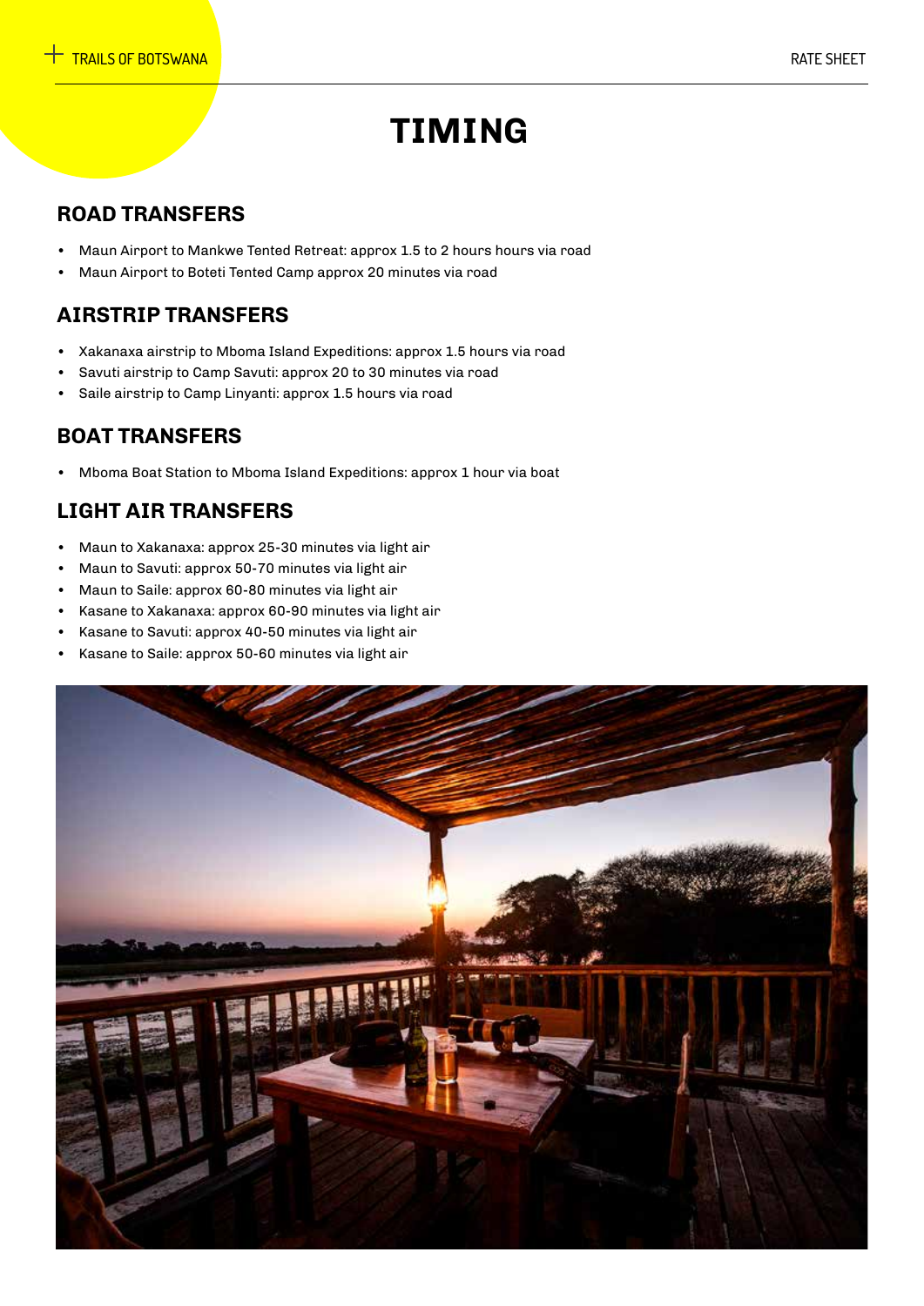# TIMING

## ROAD TRANSFERS

- Maun Airport to Mankwe Tented Retreat: approx 1.5 to 2 hours hours via road
- Maun Airport to Boteti Tented Camp approx 20 minutes via road

## AIRSTRIP TRANSFERS

- Xakanaxa airstrip to Mboma Island Expeditions: approx 1.5 hours via road
- Savuti airstrip to Camp Savuti: approx 20 to 30 minutes via road
- Saile airstrip to Camp Linyanti: approx 1.5 hours via road

## BOAT TRANSFERS

- Mboma Boat Station to Mboma Island Expeditions: approx 1 hour via boat

## LIGHT AIR TRANSFERS

- Maun to Xakanaxa: approx 25-30 minutes via light air
- Maun to Savuti: approx 50-70 minutes via light air
- Maun to Saile: approx 60-80 minutes via light air
- Kasane to Xakanaxa: approx 60-90 minutes via light air
- Kasane to Savuti: approx 40-50 minutes via light air
- Kasane to Saile: approx 50-60 minutes via light air